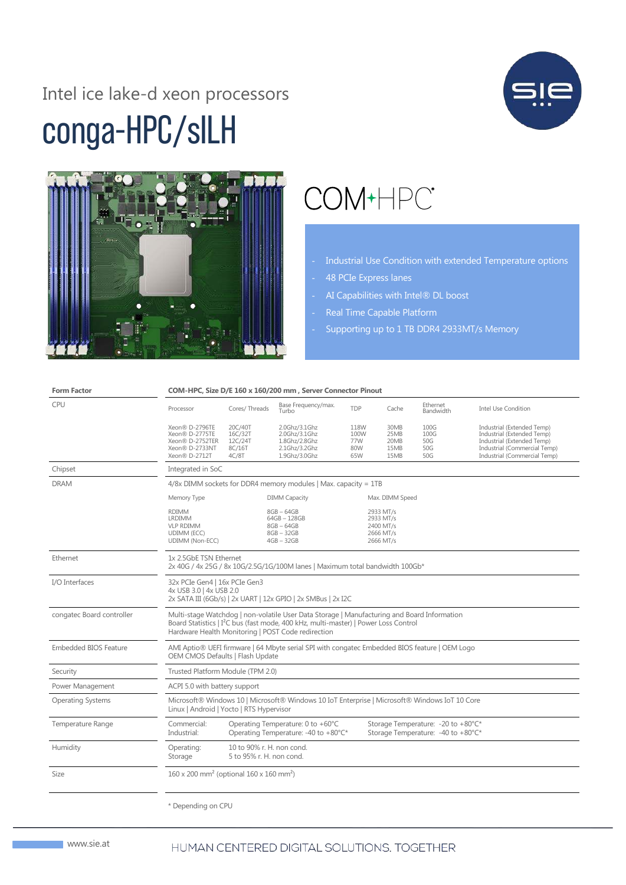Intel ice lake-d xeon processors

# conga-HPC/sILH

COM-HPC

- Industrial Use Condition with extended Temperature options
- 48 PCIe Express lanes
- AI Capabilities with Intel® DL boost
- Real Time Capable Platform
- Supporting up to 1 TB DDR4 2933MT/s Memory

| **Form Factor** | **COM-HPC, Size D/E 160 x 160/200 mm , Server Connector Pinout** |
|---|---|
| CPU | see table below |
| Chipset | Integrated in SoC |
| DRAM | 4/8x DIMM sockets for DDR4 memory modules \| Max. capacity = 1TB (see table below) |
| Ethernet | 1x 2.5GbE TSN Ethernet<br>2x 40G / 4x 25G / 8x 10G/2.5G/1G/100M lanes \| Maximum total bandwidth 100Gb* |
| I/O Interfaces | 32x PCIe Gen4 \| 16x PCIe Gen3<br>4x USB 3.0 \| 4x USB 2.0<br>2x SATA III (6Gb/s) \| 2x UART \| 12x GPIO \| 2x SMBus \| 2x I2C |
| congatec Board controller | Multi-stage Watchdog \| non-volatile User Data Storage \| Manufacturing and Board Information<br>Board Statistics \| I²C bus (fast mode, 400 kHz, multi-master) \| Power Loss Control<br>Hardware Health Monitoring \| POST Code redirection |
| Embedded BIOS Feature | AMI Aptio® UEFI firmware \| 64 Mbyte serial SPI with congatec Embedded BIOS feature \| OEM Logo<br>OEM CMOS Defaults \| Flash Update |
| Security | Trusted Platform Module (TPM 2.0) |
| Power Management | ACPI 5.0 with battery support |
| Operating Systems | Microsoft® Windows 10 \| Microsoft® Windows 10 IoT Enterprise \| Microsoft® Windows IoT 10 Core<br>Linux \| Android \| Yocto \| RTS Hypervisor |
| Temperature Range | Commercial: Operating Temperature: 0 to +60°C; Storage Temperature: -20 to +80°C*<br>Industrial: Operating Temperature: -40 to +80°C*; Storage Temperature: -40 to +80°C* |
| Humidity | Operating: 10 to 90% r. H. non cond.<br>Storage: 5 to 95% r. H. non cond. |
| Size | 160 x 200 mm² (optional 160 x 160 mm²) |

**CPU**

| Processor | Cores/ Threads | Base Frequency/max. Turbo | TDP | Cache | Ethernet Bandwidth | Intel Use Condition |
|---|---|---|---|---|---|---|
| Xeon® D-2796TE | 20C/40T | 2.0Ghz/3.1Ghz | 118W | 30MB | 100G | Industrial (Extended Temp) |
| Xeon® D-2775TE | 16C/32T | 2.0Ghz/3.1Ghz | 100W | 25MB | 100G | Industrial (Extended Temp) |
| Xeon® D-2752TER | 12C/24T | 1.8Ghz/2.8Ghz | 77W | 20MB | 50G | Industrial (Extended Temp) |
| Xeon® D-2733NT | 8C/16T | 2.1Ghz/3.2Ghz | 80W | 15MB | 50G | Industrial (Commercial Temp) |
| Xeon® D-2712T | 4C/8T | 1.9Ghz/3.0Ghz | 65W | 15MB | 50G | Industrial (Commercial Temp) |

**DRAM**

| Memory Type | DIMM Capacity | Max. DIMM Speed |
|---|---|---|
| RDIMM | 8GB – 64GB | 2933 MT/s |
| LRDIMM | 64GB – 128GB | 2933 MT/s |
| VLP RDIMM | 8GB – 64GB | 2400 MT/s |
| UDIMM (ECC) | 8GB – 32GB | 2666 MT/s |
| UDIMM (Non-ECC) | 4GB – 32GB | 2666 MT/s |

\* Depending on CPU

www.sie.at

HUMAN CENTERED DIGITAL SOLUTIONS. TOGETHER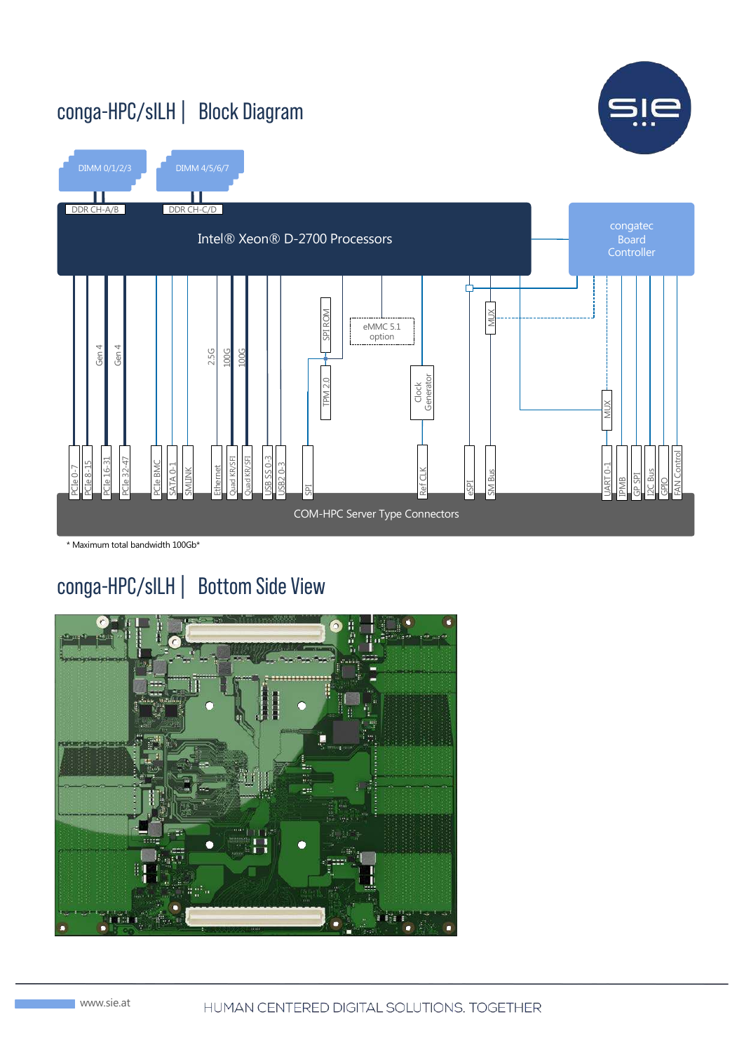# conga-HPC/sILH | Block Diagram

DIMM 0/1/2/3

DIMM 4/5/6/7

DDR CH-A/B

DDR CH-C/D

Intel® Xeon® D-2700 Processors

congatec Board Controller

Gen 4

Gen 4

2.5G

100G

100G

SPI ROM

TPM 2.0

eMMC 5.1 option

Clock Generator

MUX

MUX

PCIe 0-7 | PCIe 8-15 | PCIe 16-31 | PCIe 32-47 | PCIe BMC | SATA 0-1 | SMLINK | Ethernet | Quad KR/SFI | Quad KR/SFI | USB SS 0-3 | USB2 0-3 | SPI | Ref CLK | eSPI | SM Bus | UART 0-1 | IPMB | GP SPI | I2C Bus | GPIO | FAN Control

COM-HPC Server Type Connectors

* Maximum total bandwidth 100Gb*

# conga-HPC/sILH | Bottom Side View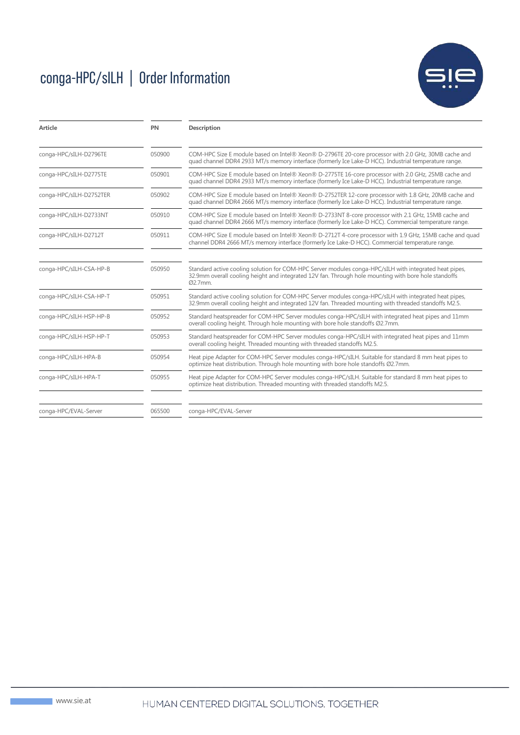# conga-HPC/sILH | Order Information

| Article | PN | Description |
| --- | --- | --- |
| conga-HPC/sILH-D2796TE | 050900 | COM-HPC Size E module based on Intel® Xeon® D-2796TE 20-core processor with 2.0 GHz, 30MB cache and quad channel DDR4 2933 MT/s memory interface (formerly Ice Lake-D HCC). Industrial temperature range. |
| conga-HPC/sILH-D2775TE | 050901 | COM-HPC Size E module based on Intel® Xeon® D-2775TE 16-core processor with 2.0 GHz, 25MB cache and quad channel DDR4 2933 MT/s memory interface (formerly Ice Lake-D HCC). Industrial temperature range. |
| conga-HPC/sILH-D2752TER | 050902 | COM-HPC Size E module based on Intel® Xeon® D-2752TER 12-core processor with 1.8 GHz, 20MB cache and quad channel DDR4 2666 MT/s memory interface (formerly Ice Lake-D HCC). Industrial temperature range. |
| conga-HPC/sILH-D2733NT | 050910 | COM-HPC Size E module based on Intel® Xeon® D-2733NT 8-core processor with 2.1 GHz, 15MB cache and quad channel DDR4 2666 MT/s memory interface (formerly Ice Lake-D HCC). Commercial temperature range. |
| conga-HPC/sILH-D2712T | 050911 | COM-HPC Size E module based on Intel® Xeon® D-2712T 4-core processor with 1.9 GHz, 15MB cache and quad channel DDR4 2666 MT/s memory interface (formerly Ice Lake-D HCC). Commercial temperature range. |
| | | |
| conga-HPC/sILH-CSA-HP-B | 050950 | Standard active cooling solution for COM-HPC Server modules conga-HPC/sILH with integrated heat pipes, 32.9mm overall cooling height and integrated 12V fan. Through hole mounting with bore hole standoffs Ø2.7mm. |
| conga-HPC/sILH-CSA-HP-T | 050951 | Standard active cooling solution for COM-HPC Server modules conga-HPC/sILH with integrated heat pipes, 32.9mm overall cooling height and integrated 12V fan. Threaded mounting with threaded standoffs M2.5. |
| conga-HPC/sILH-HSP-HP-B | 050952 | Standard heatspreader for COM-HPC Server modules conga-HPC/sILH with integrated heat pipes and 11mm overall cooling height. Through hole mounting with bore hole standoffs Ø2.7mm. |
| conga-HPC/sILH-HSP-HP-T | 050953 | Standard heatspreader for COM-HPC Server modules conga-HPC/sILH with integrated heat pipes and 11mm overall cooling height. Threaded mounting with threaded standoffs M2.5. |
| conga-HPC/sILH-HPA-B | 050954 | Heat pipe Adapter for COM-HPC Server modules conga-HPC/sILH. Suitable for standard 8 mm heat pipes to optimize heat distribution. Through hole mounting with bore hole standoffs Ø2.7mm. |
| conga-HPC/sILH-HPA-T | 050955 | Heat pipe Adapter for COM-HPC Server modules conga-HPC/sILH. Suitable for standard 8 mm heat pipes to optimize heat distribution. Threaded mounting with threaded standoffs M2.5. |
| | | |
| conga-HPC/EVAL-Server | 065500 | conga-HPC/EVAL-Server |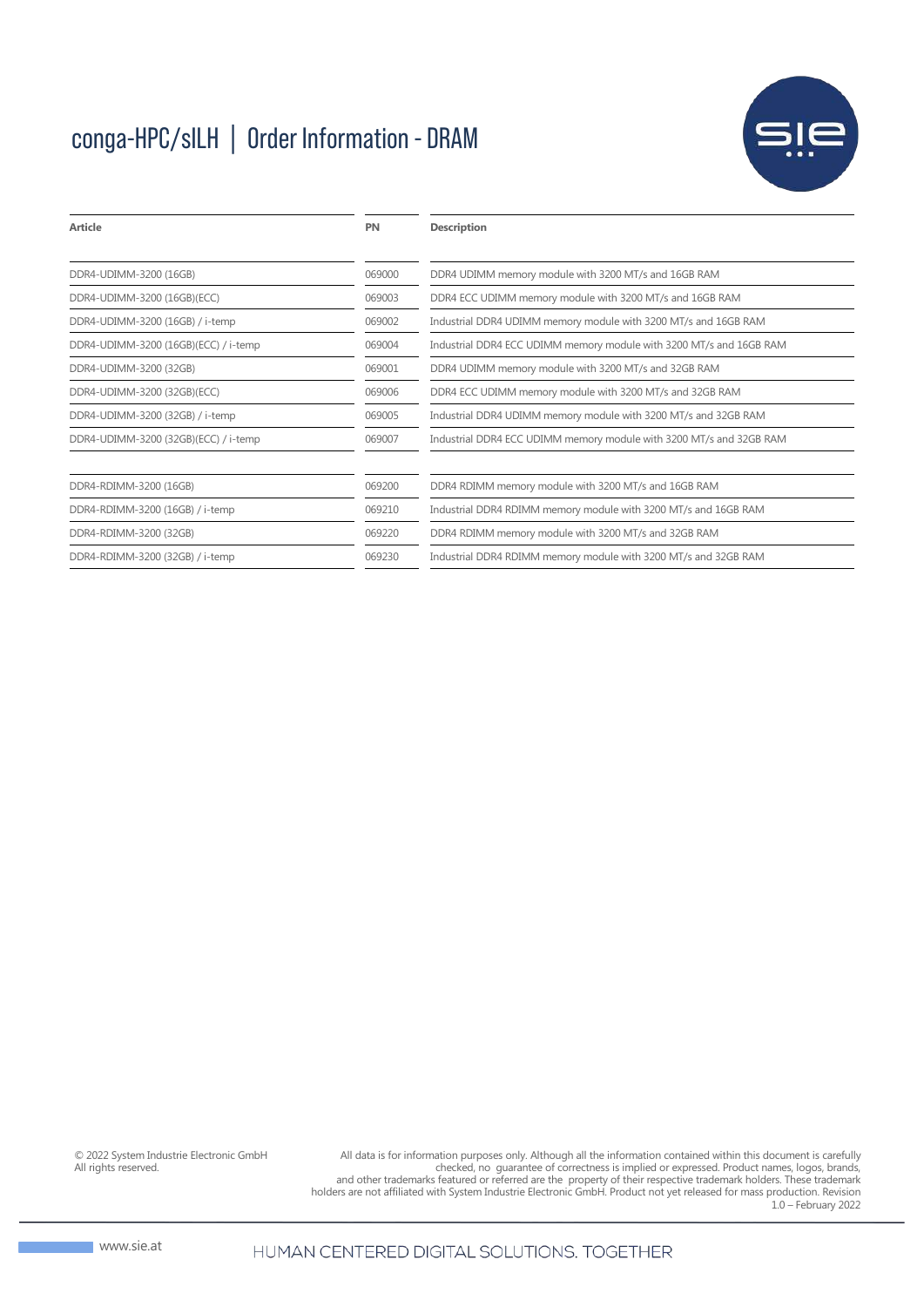# conga-HPC/sILH | Order Information - DRAM

| Article | PN | Description |
|---|---|---|
| DDR4-UDIMM-3200 (16GB) | 069000 | DDR4 UDIMM memory module with 3200 MT/s and 16GB RAM |
| DDR4-UDIMM-3200 (16GB)(ECC) | 069003 | DDR4 ECC UDIMM memory module with 3200 MT/s and 16GB RAM |
| DDR4-UDIMM-3200 (16GB) / i-temp | 069002 | Industrial DDR4 UDIMM memory module with 3200 MT/s and 16GB RAM |
| DDR4-UDIMM-3200 (16GB)(ECC) / i-temp | 069004 | Industrial DDR4 ECC UDIMM memory module with 3200 MT/s and 16GB RAM |
| DDR4-UDIMM-3200 (32GB) | 069001 | DDR4 UDIMM memory module with 3200 MT/s and 32GB RAM |
| DDR4-UDIMM-3200 (32GB)(ECC) | 069006 | DDR4 ECC UDIMM memory module with 3200 MT/s and 32GB RAM |
| DDR4-UDIMM-3200 (32GB) / i-temp | 069005 | Industrial DDR4 UDIMM memory module with 3200 MT/s and 32GB RAM |
| DDR4-UDIMM-3200 (32GB)(ECC) / i-temp | 069007 | Industrial DDR4 ECC UDIMM memory module with 3200 MT/s and 32GB RAM |
| DDR4-RDIMM-3200 (16GB) | 069200 | DDR4 RDIMM memory module with 3200 MT/s and 16GB RAM |
| DDR4-RDIMM-3200 (16GB) / i-temp | 069210 | Industrial DDR4 RDIMM memory module with 3200 MT/s and 16GB RAM |
| DDR4-RDIMM-3200 (32GB) | 069220 | DDR4 RDIMM memory module with 3200 MT/s and 32GB RAM |
| DDR4-RDIMM-3200 (32GB) / i-temp | 069230 | Industrial DDR4 RDIMM memory module with 3200 MT/s and 32GB RAM |

© 2022 System Industrie Electronic GmbH
All rights reserved.

All data is for information purposes only. Although all the information contained within this document is carefully checked, no guarantee of correctness is implied or expressed. Product names, logos, brands, and other trademarks featured or referred are the property of their respective trademark holders. These trademark holders are not affiliated with System Industrie Electronic GmbH. Product not yet released for mass production. Revision 1.0 – February 2022

www.sie.at

HUMAN CENTERED DIGITAL SOLUTIONS. TOGETHER